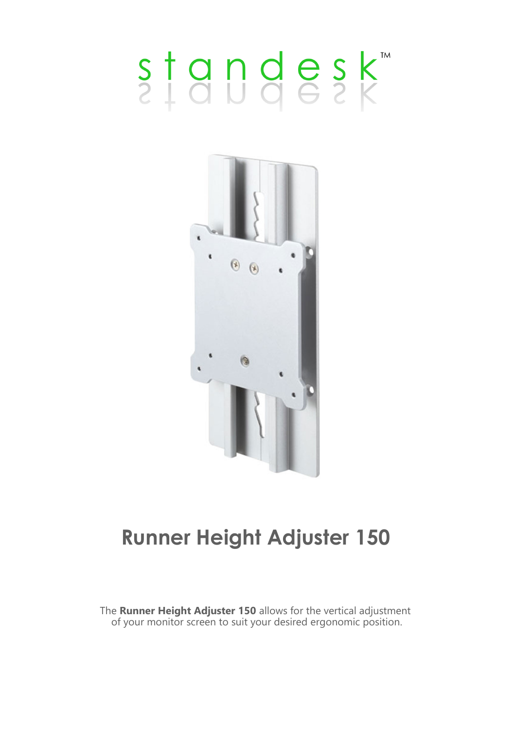standesk™

# Runner Height Adjuster 150

The **Runner Height Adjuster 150** allows for the vertical adjustment of your monitor screen to suit your desired ergonomic position.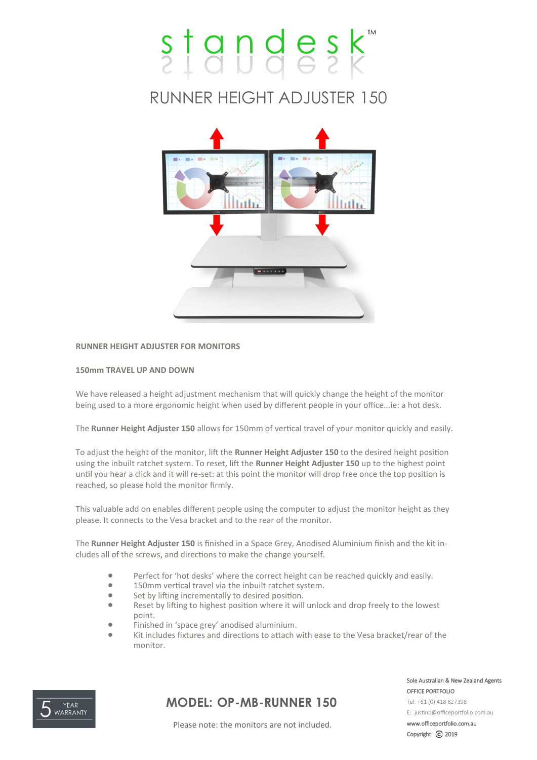# standesk™

## RUNNER HEIGHT ADJUSTER 150

**RUNNER HEIGHT ADJUSTER FOR MONITORS**

**150mm TRAVEL UP AND DOWN**

We have released a height adjustment mechanism that will quickly change the height of the monitor being used to a more ergonomic height when used by different people in your office...ie: a hot desk.

The **Runner Height Adjuster 150** allows for 150mm of vertical travel of your monitor quickly and easily.

To adjust the height of the monitor, lift the **Runner Height Adjuster 150** to the desired height position using the inbuilt ratchet system. To reset, lift the **Runner Height Adjuster 150** up to the highest point until you hear a click and it will re-set: at this point the monitor will drop free once the top position is reached, so please hold the monitor firmly.

This valuable add on enables different people using the computer to adjust the monitor height as they please. It connects to the Vesa bracket and to the rear of the monitor.

The **Runner Height Adjuster 150** is finished in a Space Grey, Anodised Aluminium finish and the kit includes all of the screws, and directions to make the change yourself.

- Perfect for 'hot desks' where the correct height can be reached quickly and easily.
- 150mm vertical travel via the inbuilt ratchet system.
- Set by lifting incrementally to desired position.
- Reset by lifting to highest position where it will unlock and drop freely to the lowest point.
- Finished in 'space grey' anodised aluminium.
- Kit includes fixtures and directions to attach with ease to the Vesa bracket/rear of the monitor.

5 YEAR WARRANTY

**MODEL: OP-MB-RUNNER 150**

Please note: the monitors are not included.

Sole Australian & New Zealand Agents
OFFICE PORTFOLIO
Tel. +61 (0) 418 827398
E: justinb@officeportfolio.com.au
www.officeportfolio.com.au
Copyright © 2019